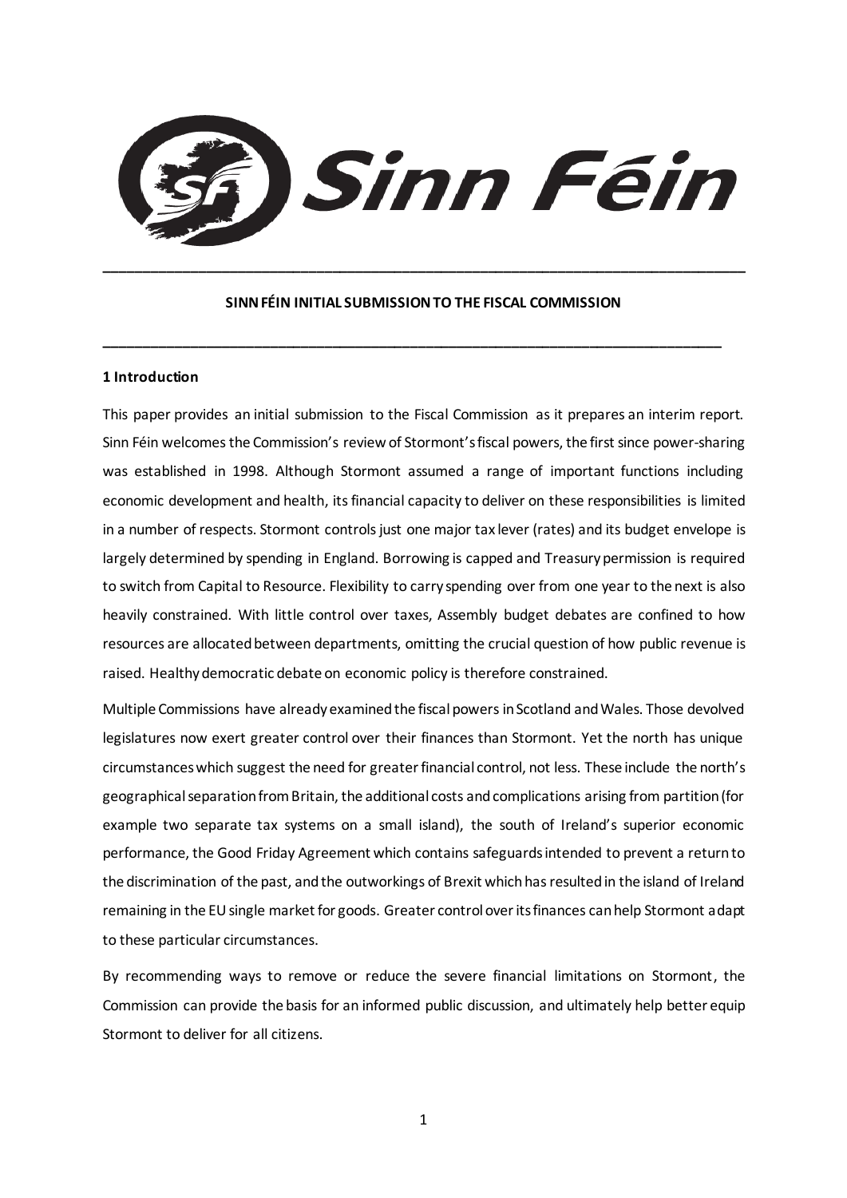**SINN FÉIN INITIAL SUBMISSION TO THE FISCAL COMMISSION**

## 1 Introduction

This paper provides an initial submission to the Fiscal Commission as it prepares an interim report. Sinn Féin welcomes the Commission's review of Stormont's fiscal powers, the first since power-sharing was established in 1998. Although Stormont assumed a range of important functions including economic development and health, its financial capacity to deliver on these responsibilities is limited in a number of respects. Stormont controls just one major tax lever (rates) and its budget envelope is largely determined by spending in England. Borrowing is capped and Treasury permission is required to switch from Capital to Resource. Flexibility to carry spending over from one year to the next is also heavily constrained. With little control over taxes, Assembly budget debates are confined to how resources are allocated between departments, omitting the crucial question of how public revenue is raised. Healthy democratic debate on economic policy is therefore constrained.

Multiple Commissions have already examined the fiscal powers in Scotland and Wales. Those devolved legislatures now exert greater control over their finances than Stormont. Yet the north has unique circumstances which suggest the need for greater financial control, not less. These include the north's geographical separation from Britain, the additional costs and complications arising from partition (for example two separate tax systems on a small island), the south of Ireland's superior economic performance, the Good Friday Agreement which contains safeguards intended to prevent a return to the discrimination of the past, and the outworkings of Brexit which has resulted in the island of Ireland remaining in the EU single market for goods. Greater control over its finances can help Stormont adapt to these particular circumstances.

By recommending ways to remove or reduce the severe financial limitations on Stormont, the Commission can provide the basis for an informed public discussion, and ultimately help better equip Stormont to deliver for all citizens.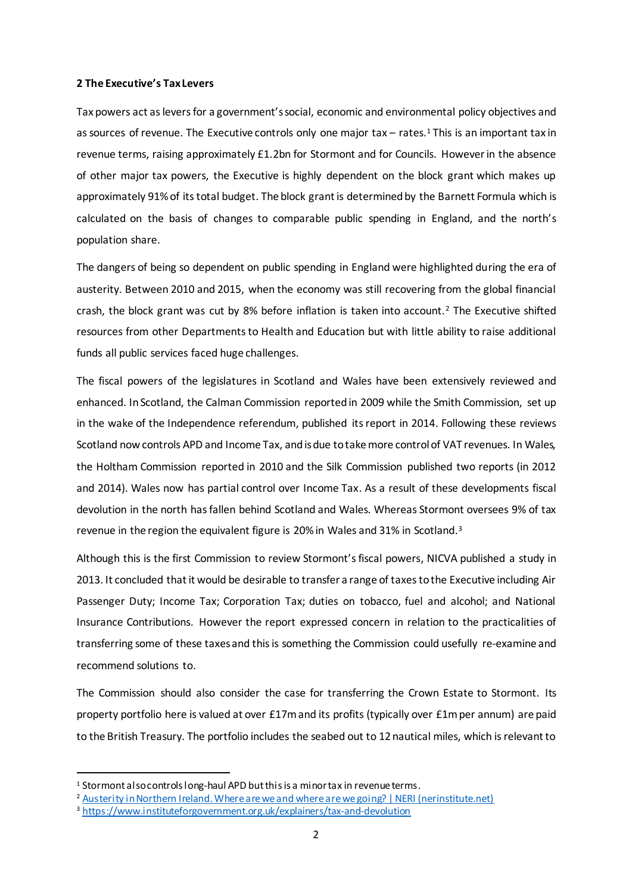## 2 The Executive's Tax Levers

Tax powers act as levers for a government's social, economic and environmental policy objectives and as sources of revenue. The Executive controls only one major tax – rates.[1] This is an important tax in revenue terms, raising approximately £1.2bn for Stormont and for Councils. However in the absence of other major tax powers, the Executive is highly dependent on the block grant which makes up approximately 91% of its total budget. The block grant is determined by the Barnett Formula which is calculated on the basis of changes to comparable public spending in England, and the north's population share.

The dangers of being so dependent on public spending in England were highlighted during the era of austerity. Between 2010 and 2015, when the economy was still recovering from the global financial crash, the block grant was cut by 8% before inflation is taken into account.[2] The Executive shifted resources from other Departments to Health and Education but with little ability to raise additional funds all public services faced huge challenges.

The fiscal powers of the legislatures in Scotland and Wales have been extensively reviewed and enhanced. In Scotland, the Calman Commission reported in 2009 while the Smith Commission, set up in the wake of the Independence referendum, published its report in 2014. Following these reviews Scotland now controls APD and Income Tax, and is due to take more control of VAT revenues. In Wales, the Holtham Commission reported in 2010 and the Silk Commission published two reports (in 2012 and 2014). Wales now has partial control over Income Tax. As a result of these developments fiscal devolution in the north has fallen behind Scotland and Wales. Whereas Stormont oversees 9% of tax revenue in the region the equivalent figure is 20% in Wales and 31% in Scotland.[3]

Although this is the first Commission to review Stormont's fiscal powers, NICVA published a study in 2013. It concluded that it would be desirable to transfer a range of taxes to the Executive including Air Passenger Duty; Income Tax; Corporation Tax; duties on tobacco, fuel and alcohol; and National Insurance Contributions. However the report expressed concern in relation to the practicalities of transferring some of these taxes and this is something the Commission could usefully re-examine and recommend solutions to.

The Commission should also consider the case for transferring the Crown Estate to Stormont. Its property portfolio here is valued at over £17m and its profits (typically over £1m per annum) are paid to the British Treasury. The portfolio includes the seabed out to 12 nautical miles, which is relevant to

---

[1] Stormont also controls long-haul APD but this is a minor tax in revenue terms.

[2] [Austerity in Northern Ireland. Where are we and where are we going? | NERI (nerinstitute.net)](nerinstitute.net)

[3] https://www.instituteforgovernment.org.uk/explainers/tax-and-devolution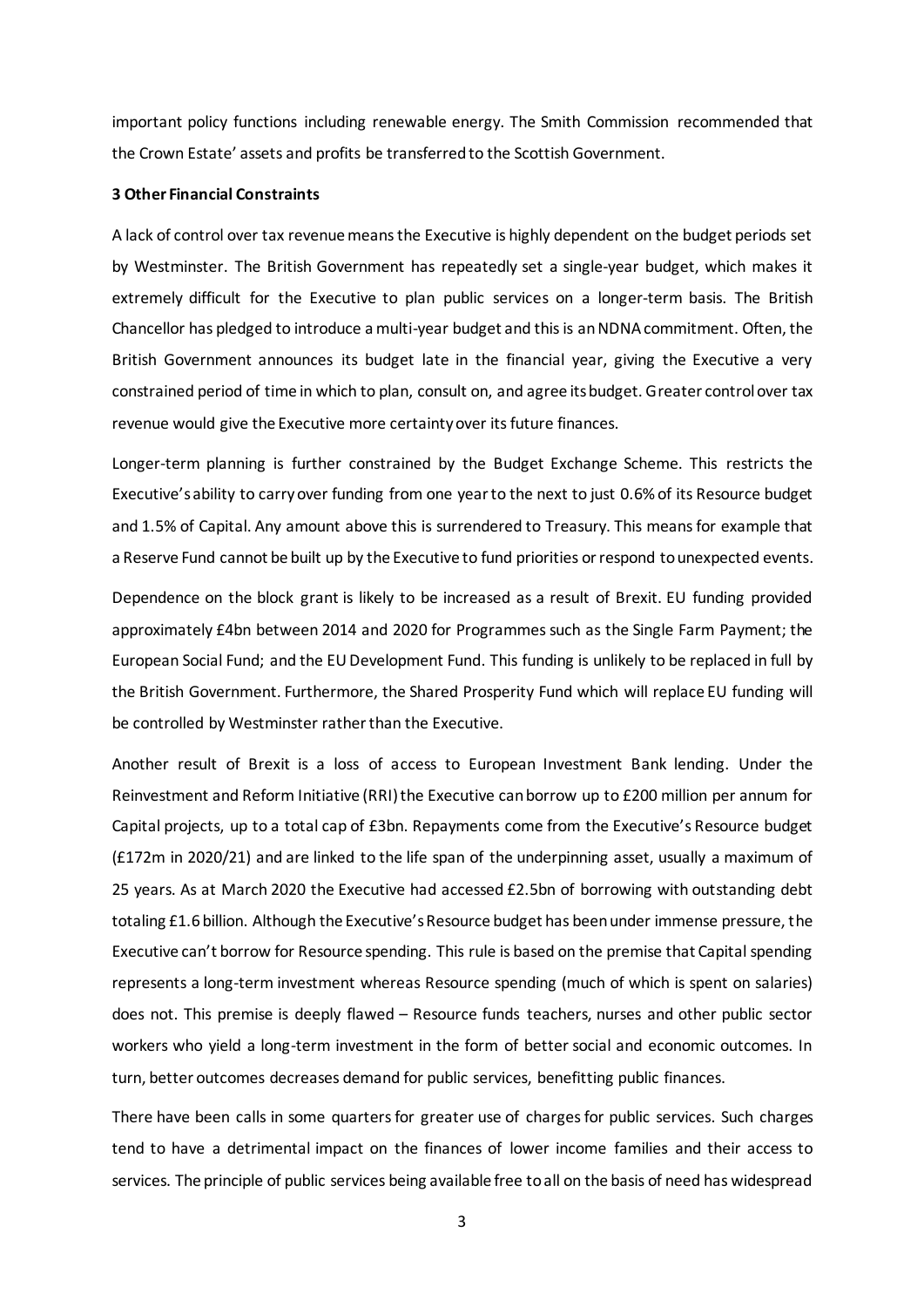important policy functions including renewable energy. The Smith Commission recommended that the Crown Estate' assets and profits be transferred to the Scottish Government.

**3 Other Financial Constraints**

A lack of control over tax revenue means the Executive is highly dependent on the budget periods set by Westminster. The British Government has repeatedly set a single-year budget, which makes it extremely difficult for the Executive to plan public services on a longer-term basis. The British Chancellor has pledged to introduce a multi-year budget and this is an NDNA commitment. Often, the British Government announces its budget late in the financial year, giving the Executive a very constrained period of time in which to plan, consult on, and agree its budget. Greater control over tax revenue would give the Executive more certainty over its future finances.

Longer-term planning is further constrained by the Budget Exchange Scheme. This restricts the Executive's ability to carry over funding from one year to the next to just 0.6% of its Resource budget and 1.5% of Capital. Any amount above this is surrendered to Treasury. This means for example that a Reserve Fund cannot be built up by the Executive to fund priorities or respond to unexpected events.

Dependence on the block grant is likely to be increased as a result of Brexit. EU funding provided approximately £4bn between 2014 and 2020 for Programmes such as the Single Farm Payment; the European Social Fund; and the EU Development Fund. This funding is unlikely to be replaced in full by the British Government. Furthermore, the Shared Prosperity Fund which will replace EU funding will be controlled by Westminster rather than the Executive.

Another result of Brexit is a loss of access to European Investment Bank lending. Under the Reinvestment and Reform Initiative (RRI) the Executive can borrow up to £200 million per annum for Capital projects, up to a total cap of £3bn. Repayments come from the Executive's Resource budget (£172m in 2020/21) and are linked to the life span of the underpinning asset, usually a maximum of 25 years. As at March 2020 the Executive had accessed £2.5bn of borrowing with outstanding debt totaling £1.6 billion. Although the Executive's Resource budget has been under immense pressure, the Executive can't borrow for Resource spending. This rule is based on the premise that Capital spending represents a long-term investment whereas Resource spending (much of which is spent on salaries) does not. This premise is deeply flawed – Resource funds teachers, nurses and other public sector workers who yield a long-term investment in the form of better social and economic outcomes. In turn, better outcomes decreases demand for public services, benefitting public finances.

There have been calls in some quarters for greater use of charges for public services. Such charges tend to have a detrimental impact on the finances of lower income families and their access to services. The principle of public services being available free to all on the basis of need has widespread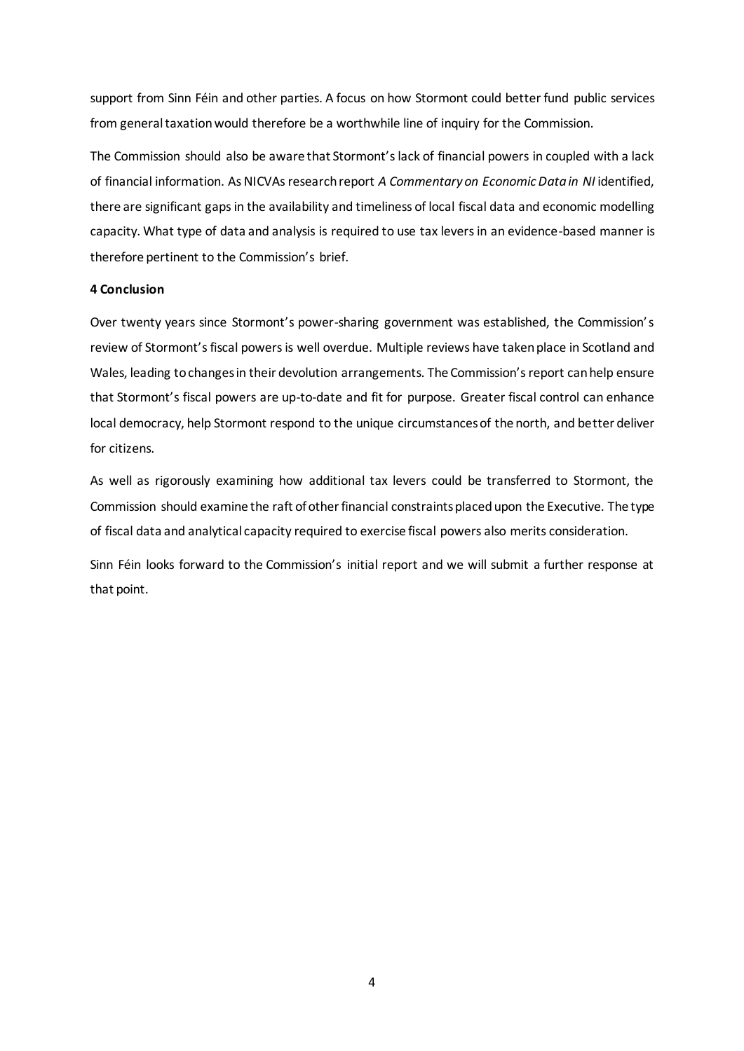support from Sinn Féin and other parties. A focus on how Stormont could better fund public services from general taxation would therefore be a worthwhile line of inquiry for the Commission.

The Commission should also be aware that Stormont's lack of financial powers in coupled with a lack of financial information. As NICVAs research report *A Commentary on Economic Data in NI* identified, there are significant gaps in the availability and timeliness of local fiscal data and economic modelling capacity. What type of data and analysis is required to use tax levers in an evidence-based manner is therefore pertinent to the Commission's brief.

**4 Conclusion**

Over twenty years since Stormont's power-sharing government was established, the Commission's review of Stormont's fiscal powers is well overdue. Multiple reviews have taken place in Scotland and Wales, leading to changes in their devolution arrangements. The Commission's report can help ensure that Stormont's fiscal powers are up-to-date and fit for purpose. Greater fiscal control can enhance local democracy, help Stormont respond to the unique circumstances of the north, and better deliver for citizens.

As well as rigorously examining how additional tax levers could be transferred to Stormont, the Commission should examine the raft of other financial constraints placed upon the Executive. The type of fiscal data and analytical capacity required to exercise fiscal powers also merits consideration.

Sinn Féin looks forward to the Commission's initial report and we will submit a further response at that point.